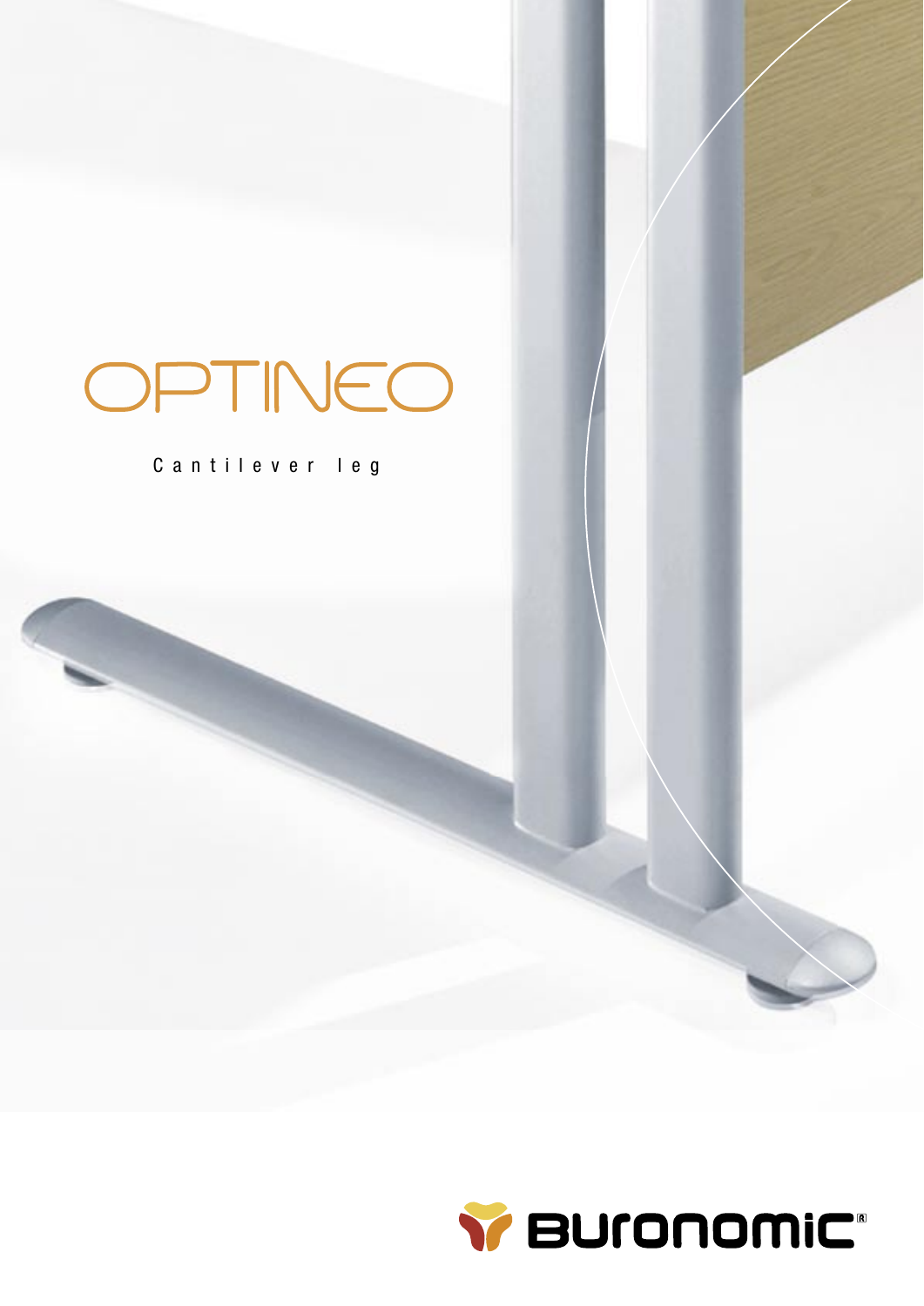# OPTINEO

Cantilever leg

BURONOMIC®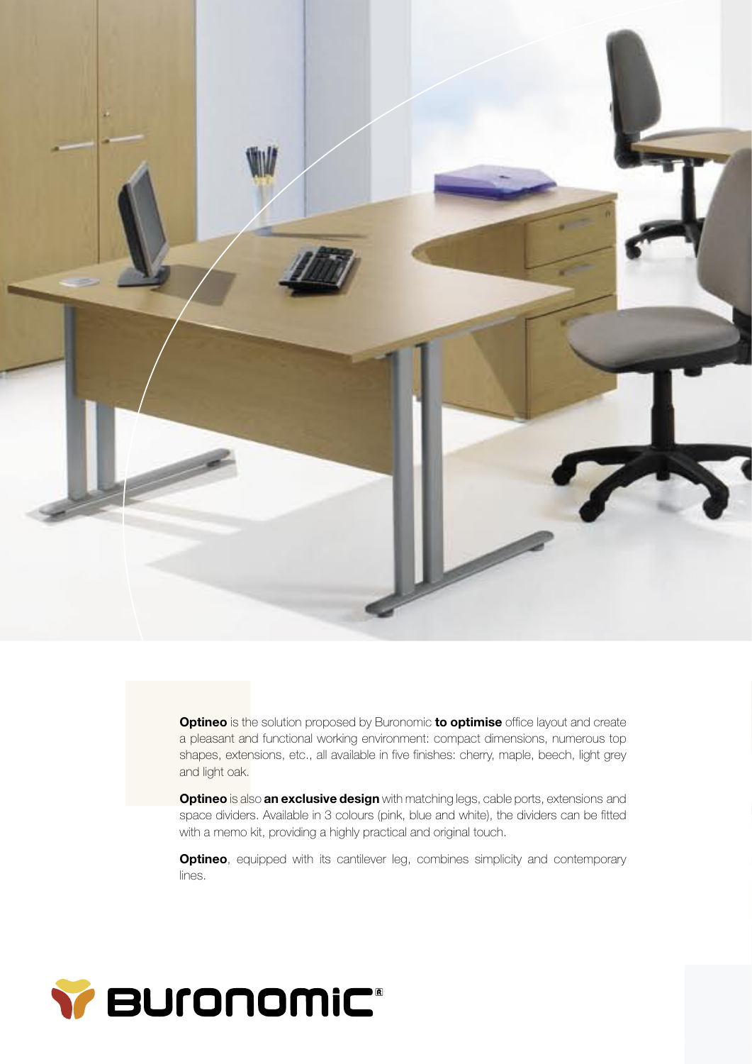**Optineo** is the solution proposed by Buronomic **to optimise** office layout and create a pleasant and functional working environment: compact dimensions, numerous top shapes, extensions, etc., all available in five finishes: cherry, maple, beech, light grey and light oak.

**Optineo** is also **an exclusive design** with matching legs, cable ports, extensions and space dividers. Available in 3 colours (pink, blue and white), the dividers can be fitted with a memo kit, providing a highly practical and original touch.

**Optineo**, equipped with its cantilever leg, combines simplicity and contemporary lines.

BURONOMIC®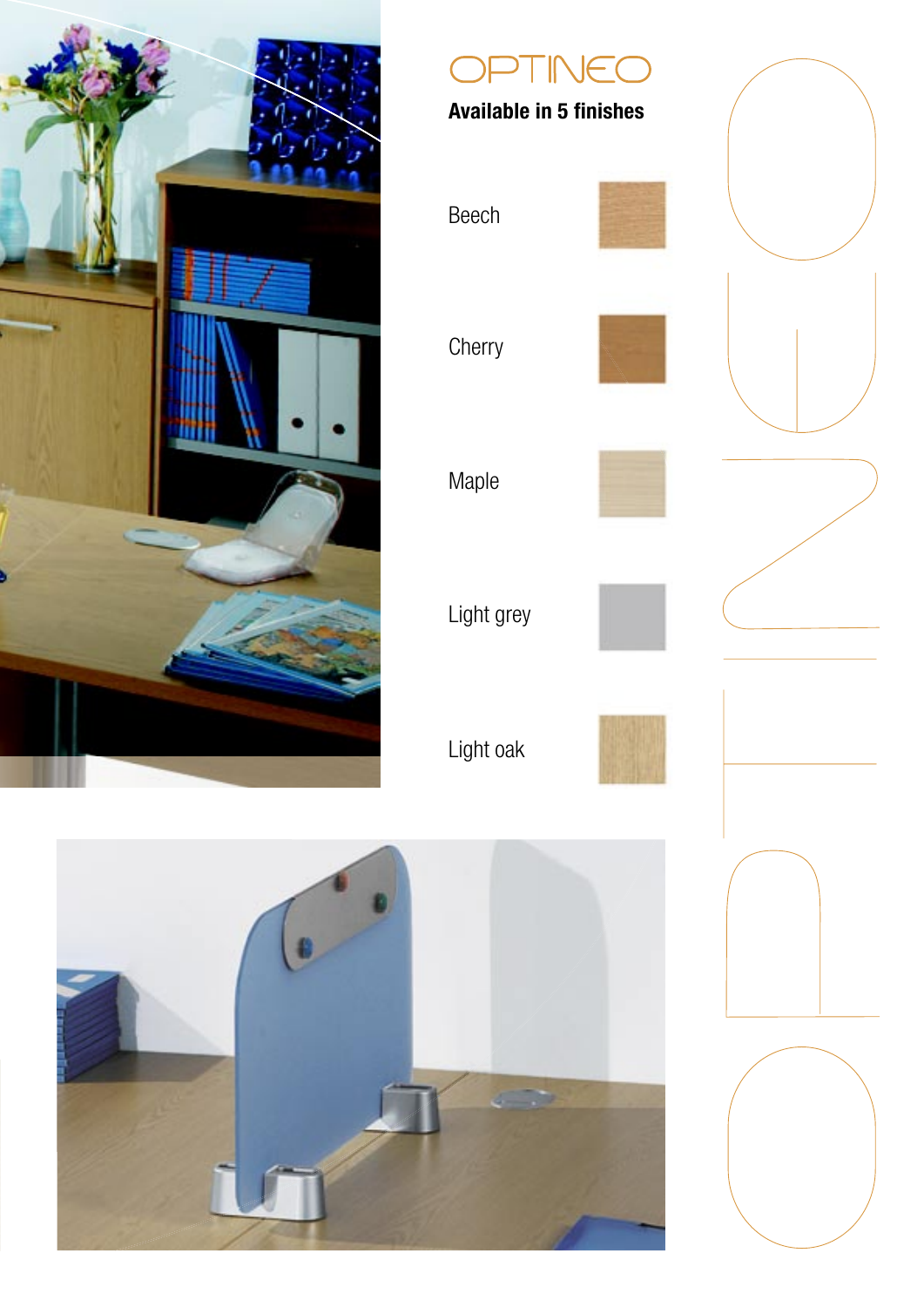# OPTINEO

**Available in 5 finishes**

- Beech
- Cherry
- Maple
- Light grey
- Light oak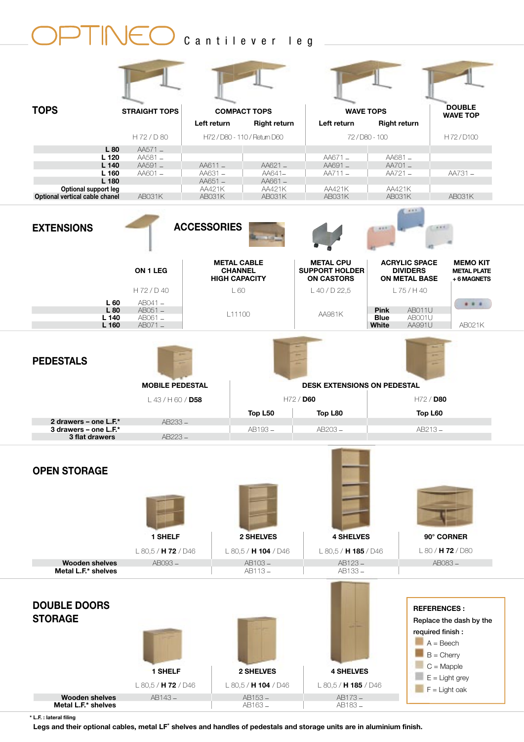# OPTINEO Cantilever leg

## TOPS

| | STRAIGHT TOPS | COMPACT TOPS | | WAVE TOPS | | DOUBLE WAVE TOP |
|---|---|---|---|---|---|---|
| | | Left return | Right return | Left return | Right return | |
| | H 72 / D 80 | H72 / D80 - 110 / Return D60 | | 72 / D80 - 100 | | H 72 / D100 |
| L 80 | AA571 _ | | | | | |
| L 120 | AA581 _ | | | AA671 _ | AA681 _ | |
| L 140 | AA591 _ | AA611 _ | AA621 _ | AA691 _ | AA701 _ | |
| L 160 | AA601 _ | AA631 _ | AA641_ | AA711 _ | AA721 _ | AA731 _ |
| L 180 | | AA651 _ | AA661 _ | | | |
| Optional support leg | | AA421K | AA421K | AA421K | AA421K | |
| Optional vertical cable chanel | AB031K | AB031K | AB031K | AB031K | AB031K | AB031K |

## EXTENSIONS

## ACCESSORIES

| | ON 1 LEG | METAL CABLE CHANNEL HIGH CAPACITY | METAL CPU SUPPORT HOLDER ON CASTORS | ACRYLIC SPACE DIVIDERS ON METAL BASE | | MEMO KIT METAL PLATE + 6 MAGNETS |
|---|---|---|---|---|---|---|
| | H 72 / D 40 | L 60 | L 40 / D 22,5 | L 75 / H 40 | | |
| L 60 | AB041 _ | | | | | |
| L 80 | AB051 _ | L11100 | AA981K | Pink | AB011U | AB021K |
| L 140 | AB061 _ | | | Blue | AB001U | |
| L 160 | AB071 _ | | | White | AA991U | |

## PEDESTALS

| | MOBILE PEDESTAL | DESK EXTENSIONS ON PEDESTAL | | |
|---|---|---|---|---|
| | L 43 / H 60 / **D58** | H72 / **D60** | | H72 / **D80** |
| | | Top L50 | Top L80 | Top L60 |
| 2 drawers – one L.F.* | AB233 _ | | | |
| 3 drawers – one L.F.* | | AB193 _ | AB203 _ | AB213 _ |
| 3 flat drawers | AB223 _ | | | |

## OPEN STORAGE

| | 1 SHELF | 2 SHELVES | 4 SHELVES | 90° CORNER |
|---|---|---|---|---|
| | L 80,5 / **H 72** / D46 | L 80,5 / **H 104** / D46 | L 80,5 / **H 185** / D46 | L 80 / **H 72** / D80 |
| Wooden shelves | AB093 _ | AB103 _ | AB123 _ | AB083 _ |
| Metal L.F.* shelves | | AB113 _ | AB133 _ | |

## DOUBLE DOORS STORAGE

| | 1 SHELF | 2 SHELVES | 4 SHELVES |
|---|---|---|---|
| | L 80,5 / **H 72** / D46 | L 80,5 / **H 104** / D46 | L 80,5 / **H 185** / D46 |
| Wooden shelves | AB143 _ | AB153 _ | AB173 _ |
| Metal L.F.* shelves | | AB163 _ | AB183 _ |

**REFERENCES :**
Replace the dash by the required finish :
- A = Beech
- B = Cherry
- C = Mapple
- E = Light grey
- F = Light oak

\* **L.F. : lateral filing**

**Legs and their optional cables, metal LF* shelves and handles of pedestals and storage units are in aluminium finish.**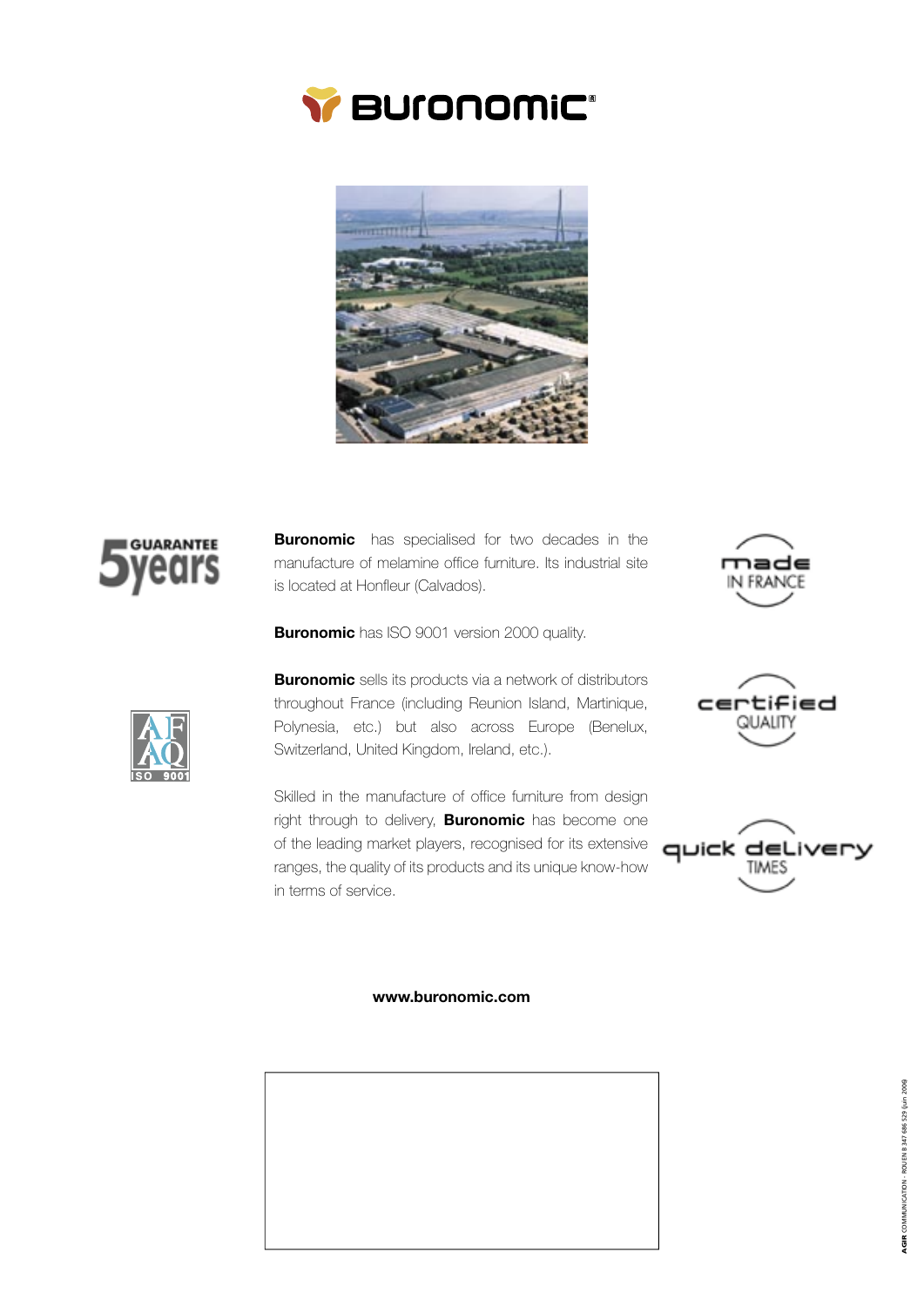**Buronomic** has specialised for two decades in the manufacture of melamine office furniture. Its industrial site is located at Honfleur (Calvados).

**Buronomic** has ISO 9001 version 2000 quality.

**Buronomic** sells its products via a network of distributors throughout France (including Reunion Island, Martinique, Polynesia, etc.) but also across Europe (Benelux, Switzerland, United Kingdom, Ireland, etc.).

Skilled in the manufacture of office furniture from design right through to delivery, **Buronomic** has become one of the leading market players, recognised for its extensive ranges, the quality of its products and its unique know-how in terms of service.

GUARANTEE 5years

made IN FRANCE

AFAQ ISO 9001

certified QUALITY

quick delivery TIMES

**www.buronomic.com**

AGIR COMMUNICATION - ROUEN B 347 686 529 (juin 2006)